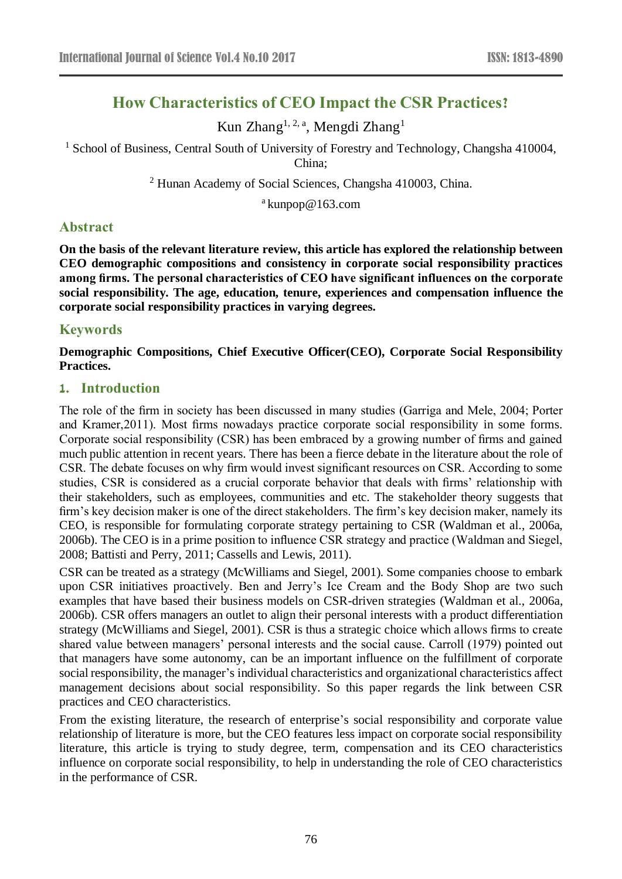# How Characteristics of CEO Impact the CSR Practices?

Kun Zhang[1, 2, a], Mengdi Zhang[1]

[1] School of Business, Central South of University of Forestry and Technology, Changsha 410004, China;

[2] Hunan Academy of Social Sciences, Changsha 410003, China.

[a] kunpop@163.com

## Abstract

**On the basis of the relevant literature review, this article has explored the relationship between CEO demographic compositions and consistency in corporate social responsibility practices among firms. The personal characteristics of CEO have significant influences on the corporate social responsibility. The age, education, tenure, experiences and compensation influence the corporate social responsibility practices in varying degrees.**

## Keywords

**Demographic Compositions, Chief Executive Officer(CEO), Corporate Social Responsibility Practices.**

## 1. Introduction

The role of the firm in society has been discussed in many studies (Garriga and Mele, 2004; Porter and Kramer,2011). Most firms nowadays practice corporate social responsibility in some forms. Corporate social responsibility (CSR) has been embraced by a growing number of firms and gained much public attention in recent years. There has been a fierce debate in the literature about the role of CSR. The debate focuses on why firm would invest significant resources on CSR. According to some studies, CSR is considered as a crucial corporate behavior that deals with firms' relationship with their stakeholders, such as employees, communities and etc. The stakeholder theory suggests that firm's key decision maker is one of the direct stakeholders. The firm's key decision maker, namely its CEO, is responsible for formulating corporate strategy pertaining to CSR (Waldman et al., 2006a, 2006b). The CEO is in a prime position to influence CSR strategy and practice (Waldman and Siegel, 2008; Battisti and Perry, 2011; Cassells and Lewis, 2011).

CSR can be treated as a strategy (McWilliams and Siegel, 2001). Some companies choose to embark upon CSR initiatives proactively. Ben and Jerry's Ice Cream and the Body Shop are two such examples that have based their business models on CSR-driven strategies (Waldman et al., 2006a, 2006b). CSR offers managers an outlet to align their personal interests with a product differentiation strategy (McWilliams and Siegel, 2001). CSR is thus a strategic choice which allows firms to create shared value between managers' personal interests and the social cause. Carroll (1979) pointed out that managers have some autonomy, can be an important influence on the fulfillment of corporate social responsibility, the manager's individual characteristics and organizational characteristics affect management decisions about social responsibility. So this paper regards the link between CSR practices and CEO characteristics.

From the existing literature, the research of enterprise's social responsibility and corporate value relationship of literature is more, but the CEO features less impact on corporate social responsibility literature, this article is trying to study degree, term, compensation and its CEO characteristics influence on corporate social responsibility, to help in understanding the role of CEO characteristics in the performance of CSR.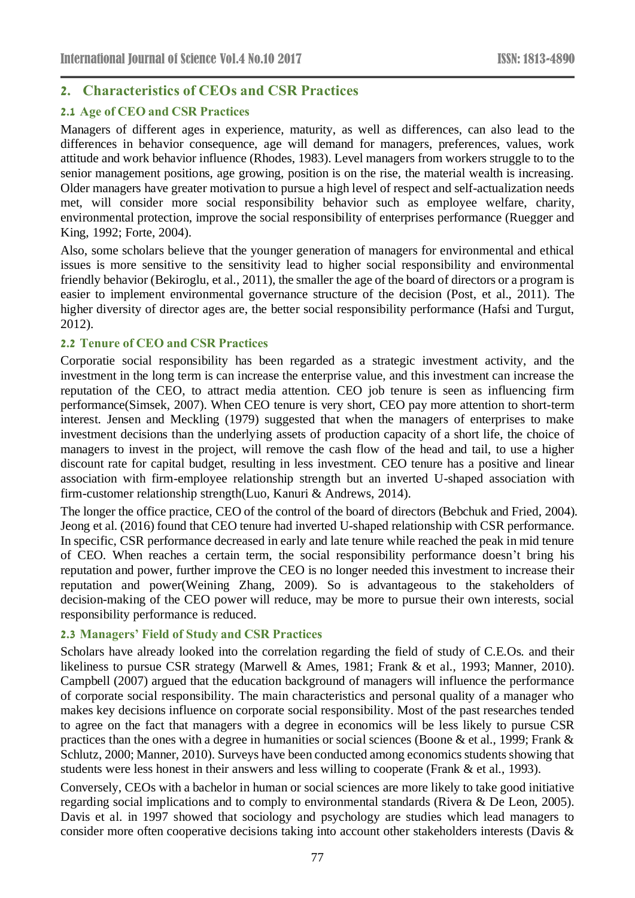## 2. Characteristics of CEOs and CSR Practices

### 2.1 Age of CEO and CSR Practices

Managers of different ages in experience, maturity, as well as differences, can also lead to the differences in behavior consequence, age will demand for managers, preferences, values, work attitude and work behavior influence (Rhodes, 1983). Level managers from workers struggle to to the senior management positions, age growing, position is on the rise, the material wealth is increasing. Older managers have greater motivation to pursue a high level of respect and self-actualization needs met, will consider more social responsibility behavior such as employee welfare, charity, environmental protection, improve the social responsibility of enterprises performance (Ruegger and King, 1992; Forte, 2004).

Also, some scholars believe that the younger generation of managers for environmental and ethical issues is more sensitive to the sensitivity lead to higher social responsibility and environmental friendly behavior (Bekiroglu, et al., 2011), the smaller the age of the board of directors or a program is easier to implement environmental governance structure of the decision (Post, et al., 2011). The higher diversity of director ages are, the better social responsibility performance (Hafsi and Turgut, 2012).

### 2.2 Tenure of CEO and CSR Practices

Corporatie social responsibility has been regarded as a strategic investment activity, and the investment in the long term is can increase the enterprise value, and this investment can increase the reputation of the CEO, to attract media attention. CEO job tenure is seen as influencing firm performance(Simsek, 2007). When CEO tenure is very short, CEO pay more attention to short-term interest. Jensen and Meckling (1979) suggested that when the managers of enterprises to make investment decisions than the underlying assets of production capacity of a short life, the choice of managers to invest in the project, will remove the cash flow of the head and tail, to use a higher discount rate for capital budget, resulting in less investment. CEO tenure has a positive and linear association with firm-employee relationship strength but an inverted U-shaped association with firm-customer relationship strength(Luo, Kanuri & Andrews, 2014).

The longer the office practice, CEO of the control of the board of directors (Bebchuk and Fried, 2004). Jeong et al. (2016) found that CEO tenure had inverted U-shaped relationship with CSR performance. In specific, CSR performance decreased in early and late tenure while reached the peak in mid tenure of CEO. When reaches a certain term, the social responsibility performance doesn't bring his reputation and power, further improve the CEO is no longer needed this investment to increase their reputation and power(Weining Zhang, 2009). So is advantageous to the stakeholders of decision-making of the CEO power will reduce, may be more to pursue their own interests, social responsibility performance is reduced.

### 2.3 Managers' Field of Study and CSR Practices

Scholars have already looked into the correlation regarding the field of study of C.E.Os. and their likeliness to pursue CSR strategy (Marwell & Ames, 1981; Frank & et al., 1993; Manner, 2010). Campbell (2007) argued that the education background of managers will influence the performance of corporate social responsibility. The main characteristics and personal quality of a manager who makes key decisions influence on corporate social responsibility. Most of the past researches tended to agree on the fact that managers with a degree in economics will be less likely to pursue CSR practices than the ones with a degree in humanities or social sciences (Boone & et al., 1999; Frank & Schlutz, 2000; Manner, 2010). Surveys have been conducted among economics students showing that students were less honest in their answers and less willing to cooperate (Frank & et al., 1993).

Conversely, CEOs with a bachelor in human or social sciences are more likely to take good initiative regarding social implications and to comply to environmental standards (Rivera & De Leon, 2005). Davis et al. in 1997 showed that sociology and psychology are studies which lead managers to consider more often cooperative decisions taking into account other stakeholders interests (Davis &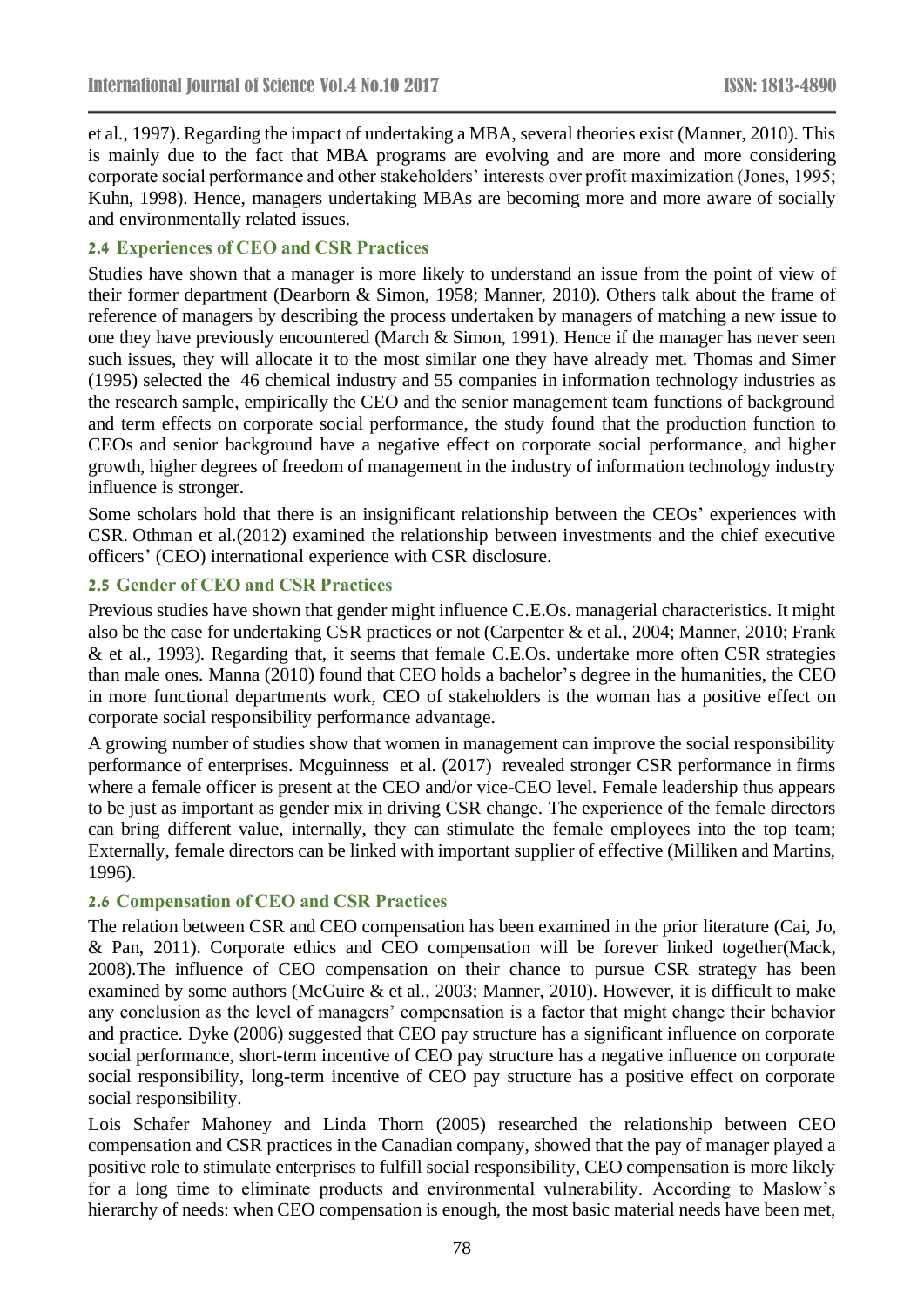et al., 1997). Regarding the impact of undertaking a MBA, several theories exist (Manner, 2010). This is mainly due to the fact that MBA programs are evolving and are more and more considering corporate social performance and other stakeholders' interests over profit maximization (Jones, 1995; Kuhn, 1998). Hence, managers undertaking MBAs are becoming more and more aware of socially and environmentally related issues.

### 2.4 Experiences of CEO and CSR Practices

Studies have shown that a manager is more likely to understand an issue from the point of view of their former department (Dearborn & Simon, 1958; Manner, 2010). Others talk about the frame of reference of managers by describing the process undertaken by managers of matching a new issue to one they have previously encountered (March & Simon, 1991). Hence if the manager has never seen such issues, they will allocate it to the most similar one they have already met. Thomas and Simer (1995) selected the 46 chemical industry and 55 companies in information technology industries as the research sample, empirically the CEO and the senior management team functions of background and term effects on corporate social performance, the study found that the production function to CEOs and senior background have a negative effect on corporate social performance, and higher growth, higher degrees of freedom of management in the industry of information technology industry influence is stronger.

Some scholars hold that there is an insignificant relationship between the CEOs' experiences with CSR. Othman et al.(2012) examined the relationship between investments and the chief executive officers' (CEO) international experience with CSR disclosure.

### 2.5 Gender of CEO and CSR Practices

Previous studies have shown that gender might influence C.E.Os. managerial characteristics. It might also be the case for undertaking CSR practices or not (Carpenter & et al., 2004; Manner, 2010; Frank & et al., 1993). Regarding that, it seems that female C.E.Os. undertake more often CSR strategies than male ones. Manna (2010) found that CEO holds a bachelor's degree in the humanities, the CEO in more functional departments work, CEO of stakeholders is the woman has a positive effect on corporate social responsibility performance advantage.

A growing number of studies show that women in management can improve the social responsibility performance of enterprises. Mcguinness et al. (2017) revealed stronger CSR performance in firms where a female officer is present at the CEO and/or vice-CEO level. Female leadership thus appears to be just as important as gender mix in driving CSR change. The experience of the female directors can bring different value, internally, they can stimulate the female employees into the top team; Externally, female directors can be linked with important supplier of effective (Milliken and Martins, 1996).

### 2.6 Compensation of CEO and CSR Practices

The relation between CSR and CEO compensation has been examined in the prior literature (Cai, Jo, & Pan, 2011). Corporate ethics and CEO compensation will be forever linked together(Mack, 2008).The influence of CEO compensation on their chance to pursue CSR strategy has been examined by some authors (McGuire & et al., 2003; Manner, 2010). However, it is difficult to make any conclusion as the level of managers' compensation is a factor that might change their behavior and practice. Dyke (2006) suggested that CEO pay structure has a significant influence on corporate social performance, short-term incentive of CEO pay structure has a negative influence on corporate social responsibility, long-term incentive of CEO pay structure has a positive effect on corporate social responsibility.

Lois Schafer Mahoney and Linda Thorn (2005) researched the relationship between CEO compensation and CSR practices in the Canadian company, showed that the pay of manager played a positive role to stimulate enterprises to fulfill social responsibility, CEO compensation is more likely for a long time to eliminate products and environmental vulnerability. According to Maslow's hierarchy of needs: when CEO compensation is enough, the most basic material needs have been met,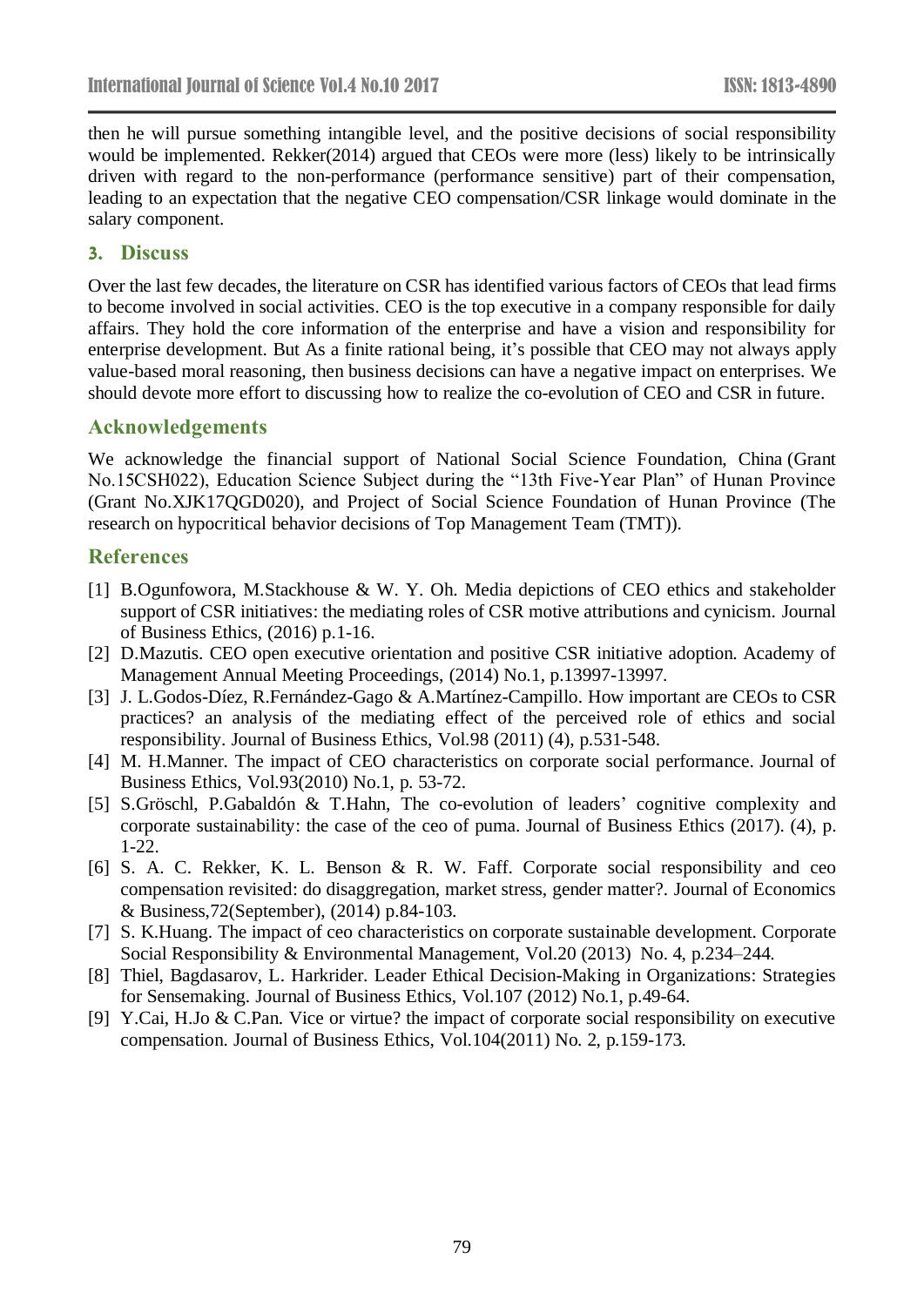then he will pursue something intangible level, and the positive decisions of social responsibility would be implemented. Rekker(2014) argued that CEOs were more (less) likely to be intrinsically driven with regard to the non-performance (performance sensitive) part of their compensation, leading to an expectation that the negative CEO compensation/CSR linkage would dominate in the salary component.

## 3. Discuss

Over the last few decades, the literature on CSR has identified various factors of CEOs that lead firms to become involved in social activities. CEO is the top executive in a company responsible for daily affairs. They hold the core information of the enterprise and have a vision and responsibility for enterprise development. But As a finite rational being, it's possible that CEO may not always apply value-based moral reasoning, then business decisions can have a negative impact on enterprises. We should devote more effort to discussing how to realize the co-evolution of CEO and CSR in future.

## Acknowledgements

We acknowledge the financial support of National Social Science Foundation, China (Grant No.15CSH022), Education Science Subject during the "13th Five-Year Plan" of Hunan Province (Grant No.XJK17QGD020), and Project of Social Science Foundation of Hunan Province (The research on hypocritical behavior decisions of Top Management Team (TMT)).

## References

[1] B.Ogunfowora, M.Stackhouse & W. Y. Oh. Media depictions of CEO ethics and stakeholder support of CSR initiatives: the mediating roles of CSR motive attributions and cynicism. Journal of Business Ethics, (2016) p.1-16.

[2] D.Mazutis. CEO open executive orientation and positive CSR initiative adoption. Academy of Management Annual Meeting Proceedings, (2014) No.1, p.13997-13997.

[3] J. L.Godos-Díez, R.Fernández-Gago & A.Martínez-Campillo. How important are CEOs to CSR practices? an analysis of the mediating effect of the perceived role of ethics and social responsibility. Journal of Business Ethics, Vol.98 (2011) (4), p.531-548.

[4] M. H.Manner. The impact of CEO characteristics on corporate social performance. Journal of Business Ethics, Vol.93(2010) No.1, p. 53-72.

[5] S.Gröschl, P.Gabaldón & T.Hahn, The co-evolution of leaders' cognitive complexity and corporate sustainability: the case of the ceo of puma. Journal of Business Ethics (2017). (4), p. 1-22.

[6] S. A. C. Rekker, K. L. Benson & R. W. Faff. Corporate social responsibility and ceo compensation revisited: do disaggregation, market stress, gender matter?. Journal of Economics & Business,72(September), (2014) p.84-103.

[7] S. K.Huang. The impact of ceo characteristics on corporate sustainable development. Corporate Social Responsibility & Environmental Management, Vol.20 (2013) No. 4, p.234–244.

[8] Thiel, Bagdasarov, L. Harkrider. Leader Ethical Decision-Making in Organizations: Strategies for Sensemaking. Journal of Business Ethics, Vol.107 (2012) No.1, p.49-64.

[9] Y.Cai, H.Jo & C.Pan. Vice or virtue? the impact of corporate social responsibility on executive compensation. Journal of Business Ethics, Vol.104(2011) No. 2, p.159-173.